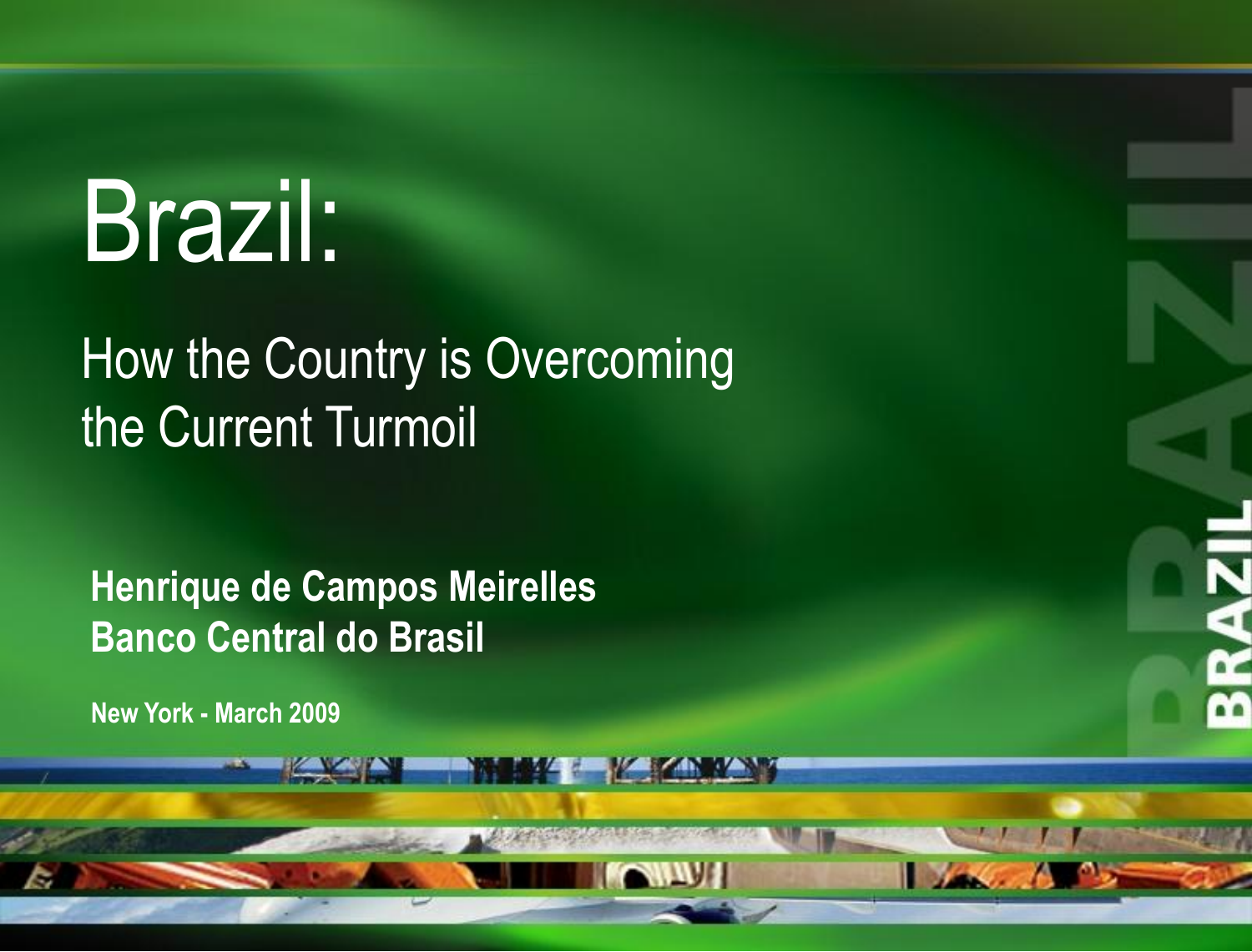# Brazil:

## How the Country is Overcoming the Current Turmoil

**Henrique de Campos Meirelles**
**Banco Central do Brasil**

**New York - March 2009**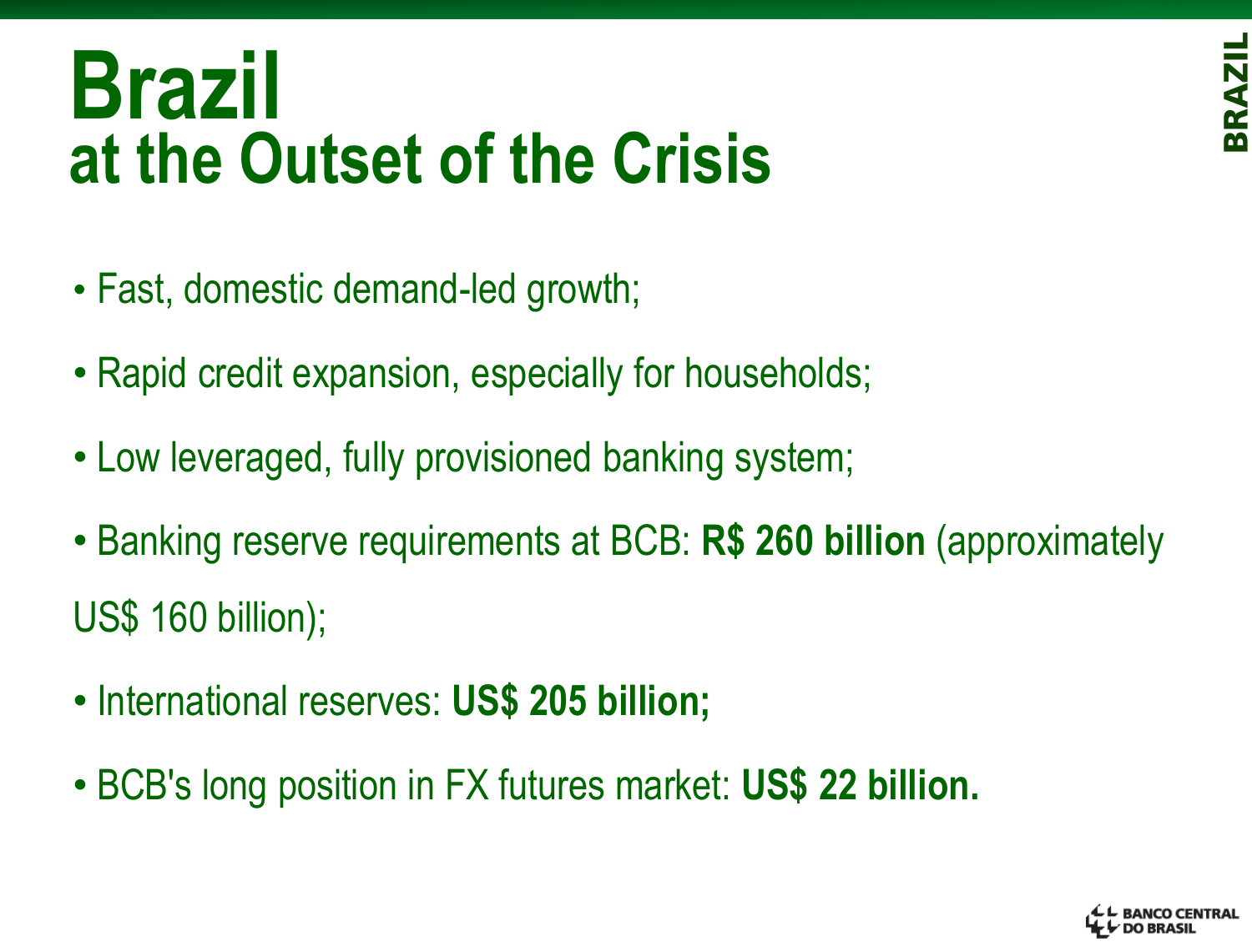# Brazil
## at the Outset of the Crisis

- Fast, domestic demand-led growth;
- Rapid credit expansion, especially for households;
- Low leveraged, fully provisioned banking system;
- Banking reserve requirements at BCB: **R$ 260 billion** (approximately US$ 160 billion);
- International reserves: **US$ 205 billion;**
- BCB's long position in FX futures market: **US$ 22 billion.**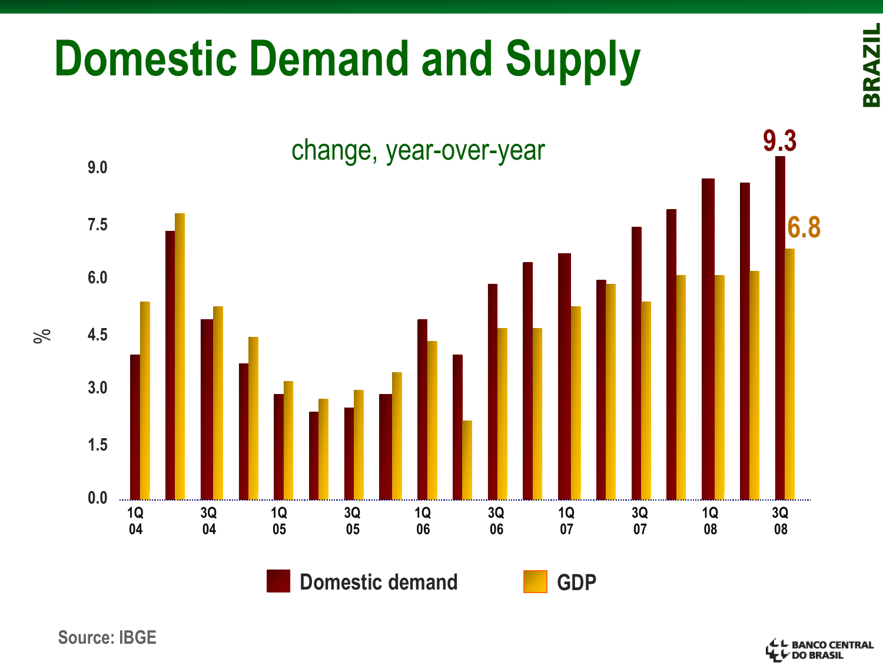# Domestic Demand and Supply

change, year-over-year

%

9.3

6.8

Domestic demand    GDP

Source: IBGE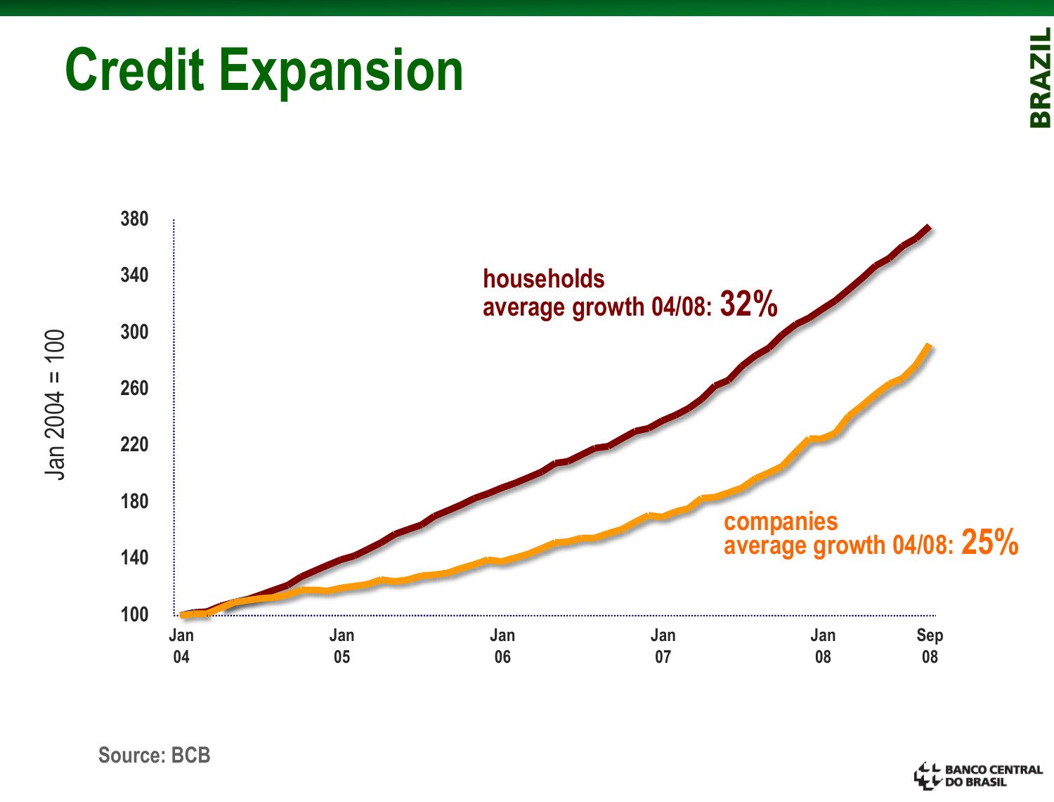# Credit Expansion

Jan 2004 = 100

households
average growth 04/08: **32%**

companies
average growth 04/08: **25%**

Source: BCB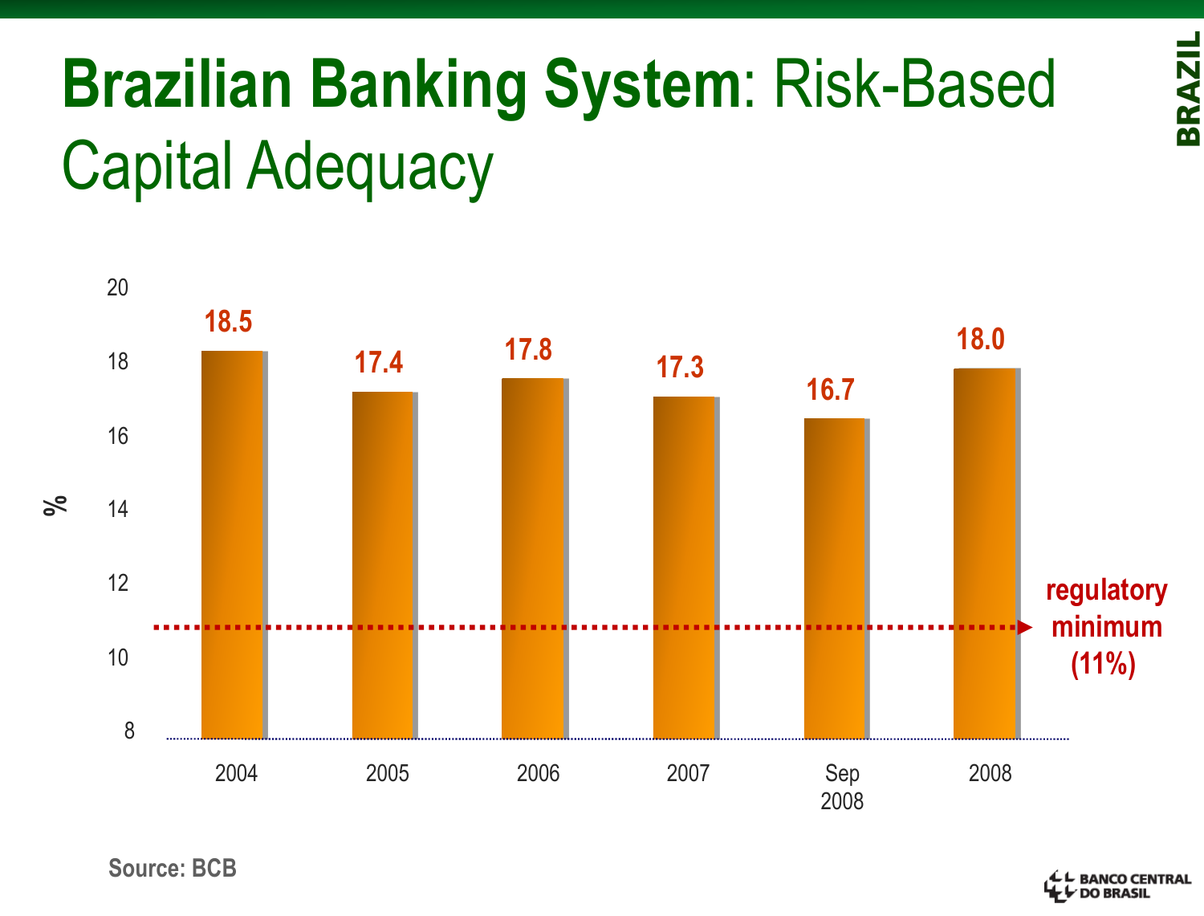# **Brazilian Banking System**: Risk-Based Capital Adequacy

| Period | % |
| --- | --- |
| 2004 | 18.5 |
| 2005 | 17.4 |
| 2006 | 17.8 |
| 2007 | 17.3 |
| Sep 2008 | 16.7 |
| 2008 | 18.0 |

regulatory minimum (11%)

Source: BCB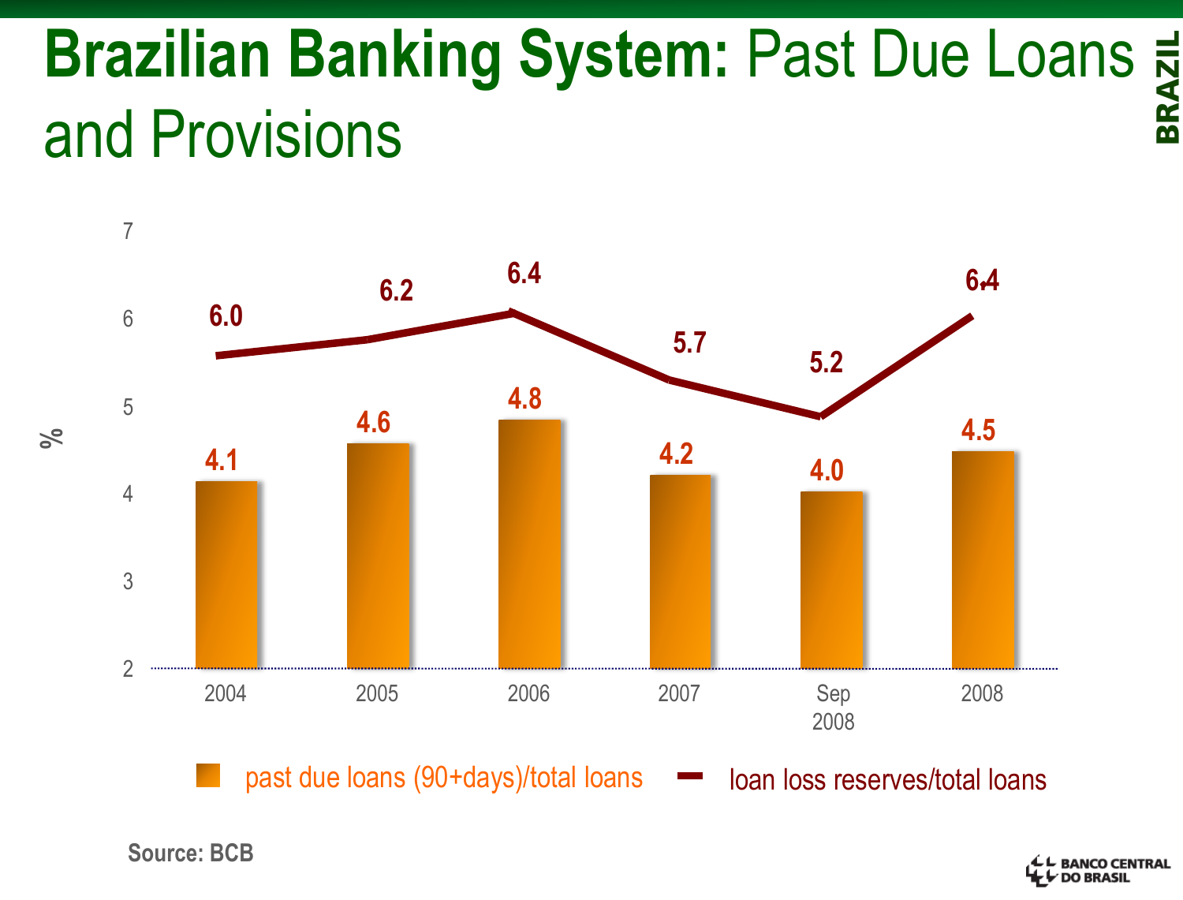# **Brazilian Banking System:** Past Due Loans and Provisions

| % | 2004 | 2005 | 2006 | 2007 | Sep 2008 | 2008 |
|---|---|---|---|---|---|---|
| past due loans (90+days)/total loans | 4.1 | 4.6 | 4.8 | 4.2 | 4.0 | 4.5 |
| loan loss reserves/total loans | 6.0 | 6.2 | 6.4 | 5.7 | 5.2 | 6.4 |

**Source: BCB**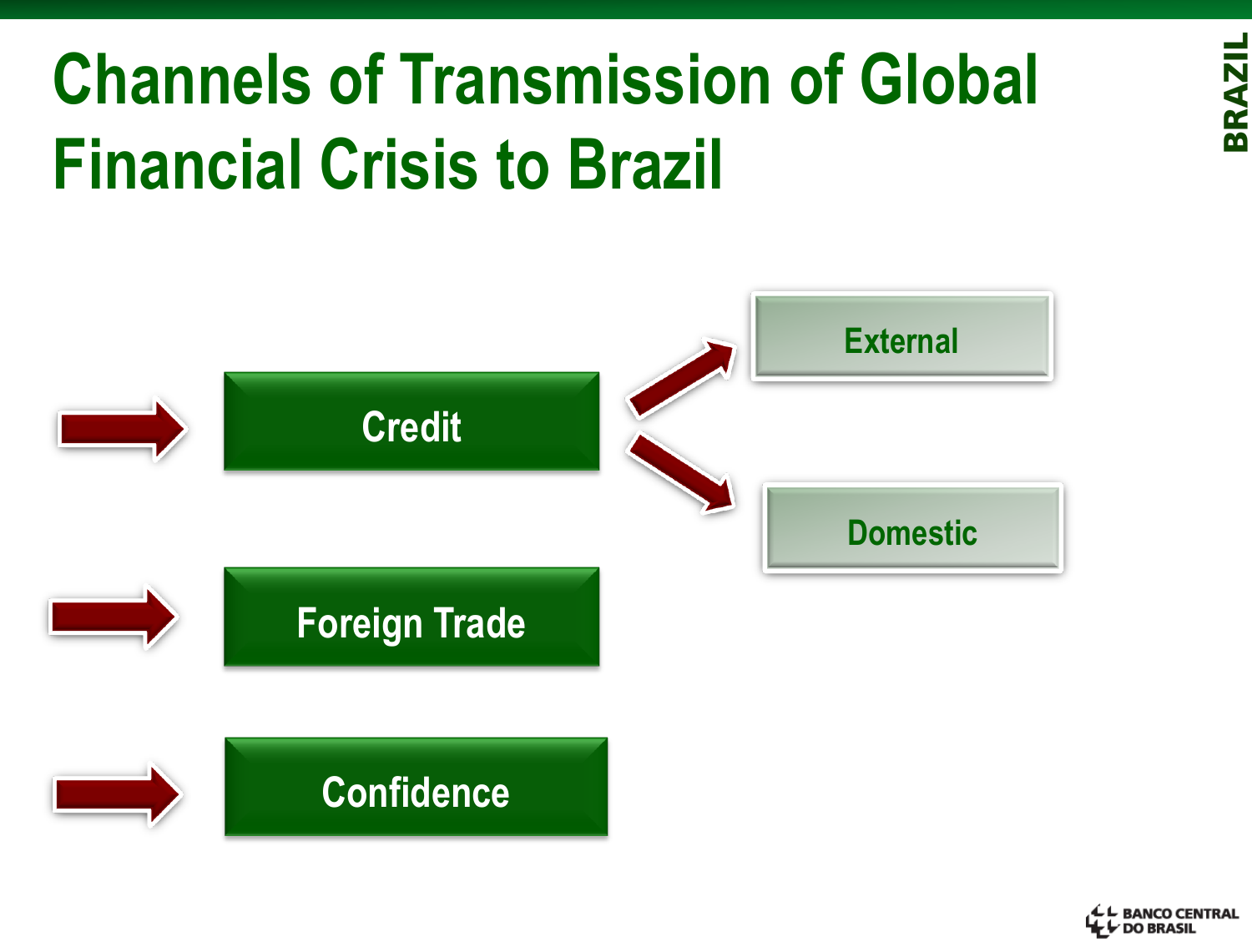# Channels of Transmission of Global Financial Crisis to Brazil

- Credit
  - External
  - Domestic
- Foreign Trade
- Confidence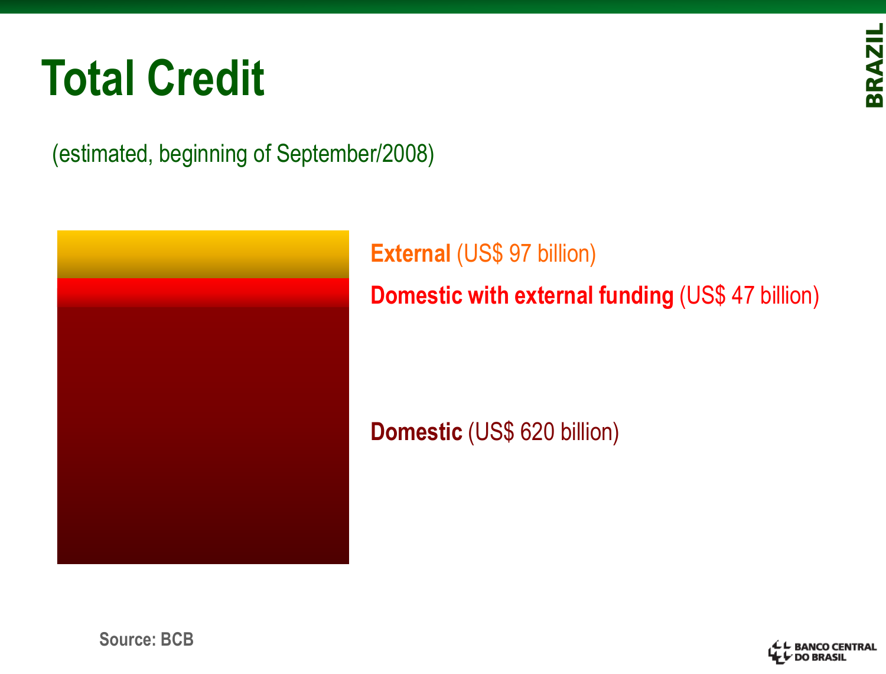# Total Credit

(estimated, beginning of September/2008)

**External** (US$ 97 billion)

**Domestic with external funding** (US$ 47 billion)

**Domestic** (US$ 620 billion)

Source: BCB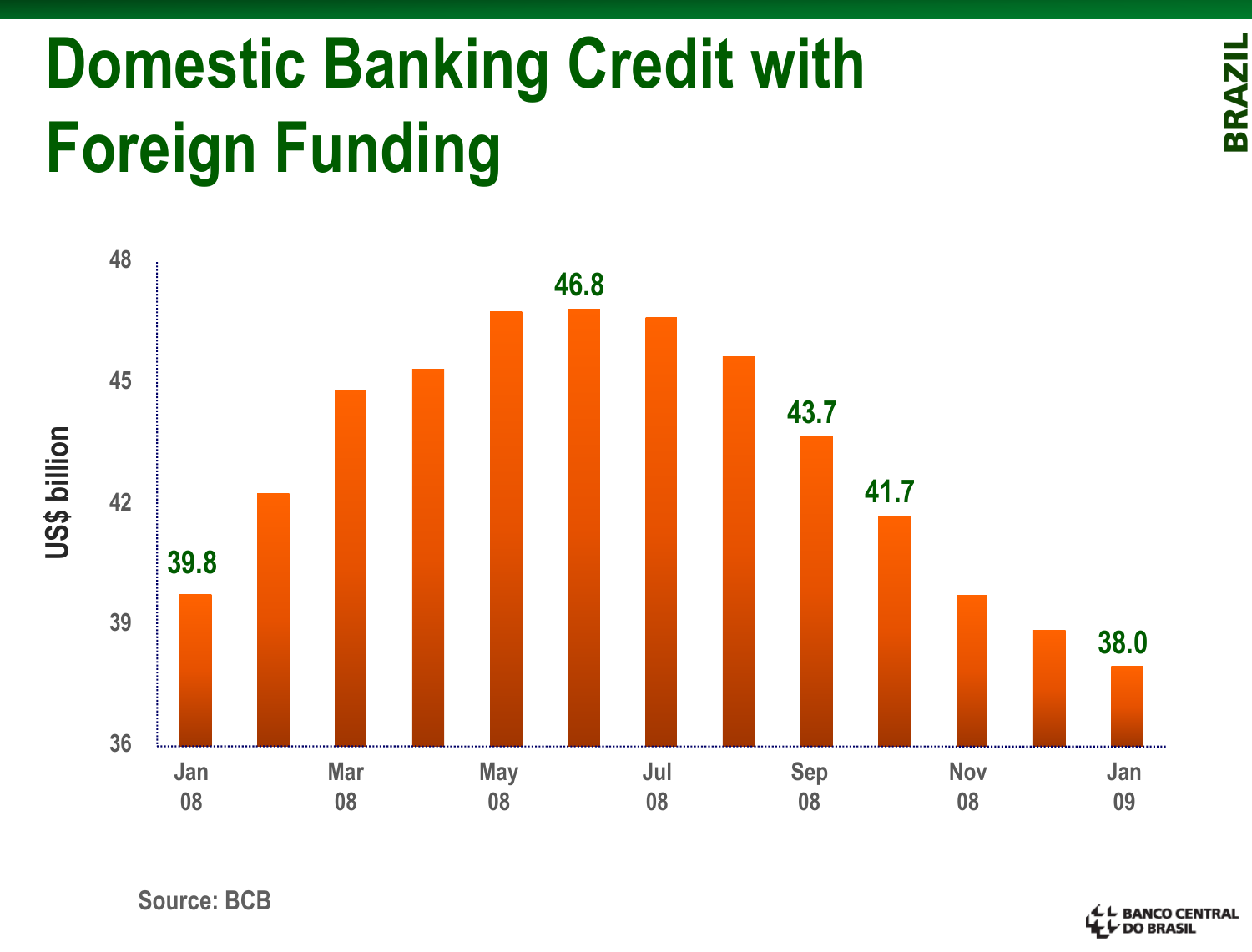# Domestic Banking Credit with Foreign Funding

BRAZIL

US$ billion

48
45
42
39
36

39.8
46.8
43.7
41.7
38.0

Jan 08 | Mar 08 | May 08 | Jul 08 | Sep 08 | Nov 08 | Jan 09

Source: BCB

BANCO CENTRAL DO BRASIL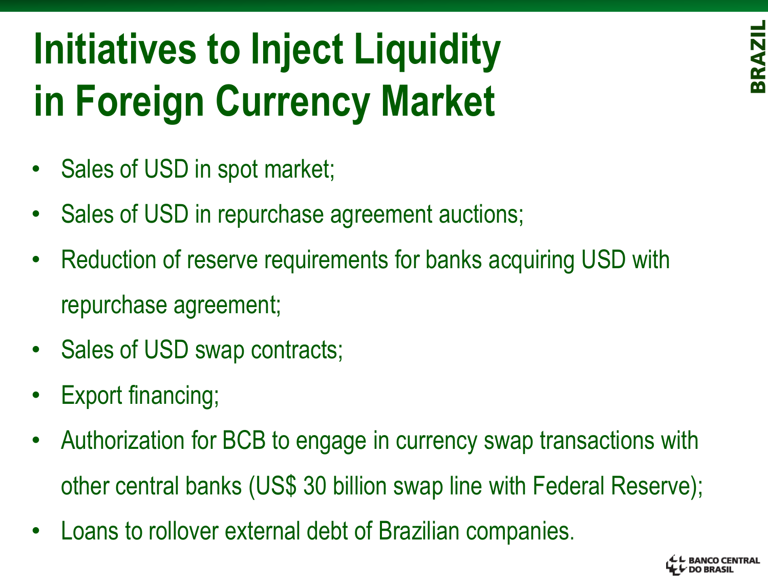# Initiatives to Inject Liquidity in Foreign Currency Market

- Sales of USD in spot market;
- Sales of USD in repurchase agreement auctions;
- Reduction of reserve requirements for banks acquiring USD with repurchase agreement;
- Sales of USD swap contracts;
- Export financing;
- Authorization for BCB to engage in currency swap transactions with other central banks (US$ 30 billion swap line with Federal Reserve);
- Loans to rollover external debt of Brazilian companies.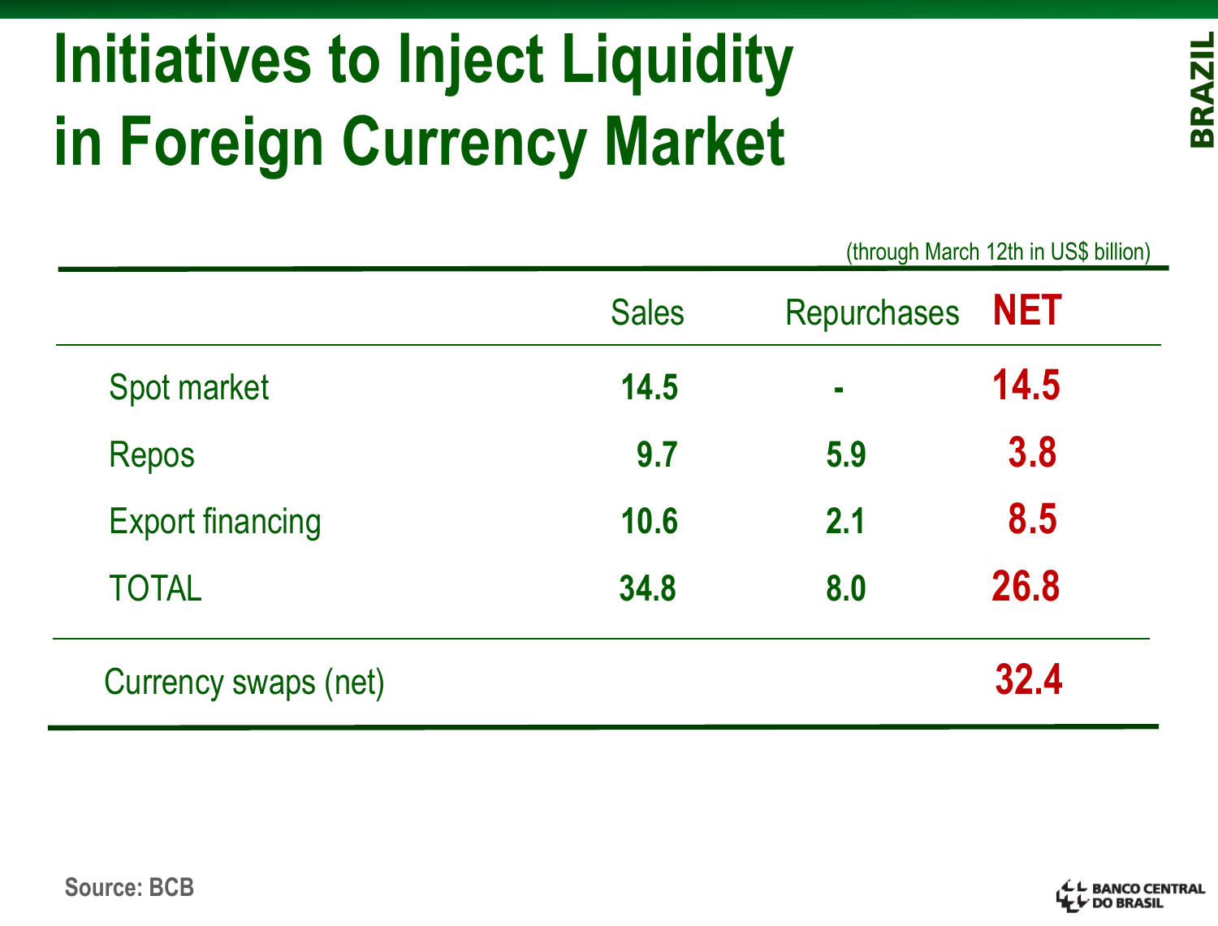# Initiatives to Inject Liquidity in Foreign Currency Market

(through March 12th in US$ billion)

| | Sales | Repurchases | NET |
|---|---|---|---|
| Spot market | 14.5 | - | 14.5 |
| Repos | 9.7 | 5.9 | 3.8 |
| Export financing | 10.6 | 2.1 | 8.5 |
| TOTAL | 34.8 | 8.0 | 26.8 |
| Currency swaps (net) | | | 32.4 |

Source: BCB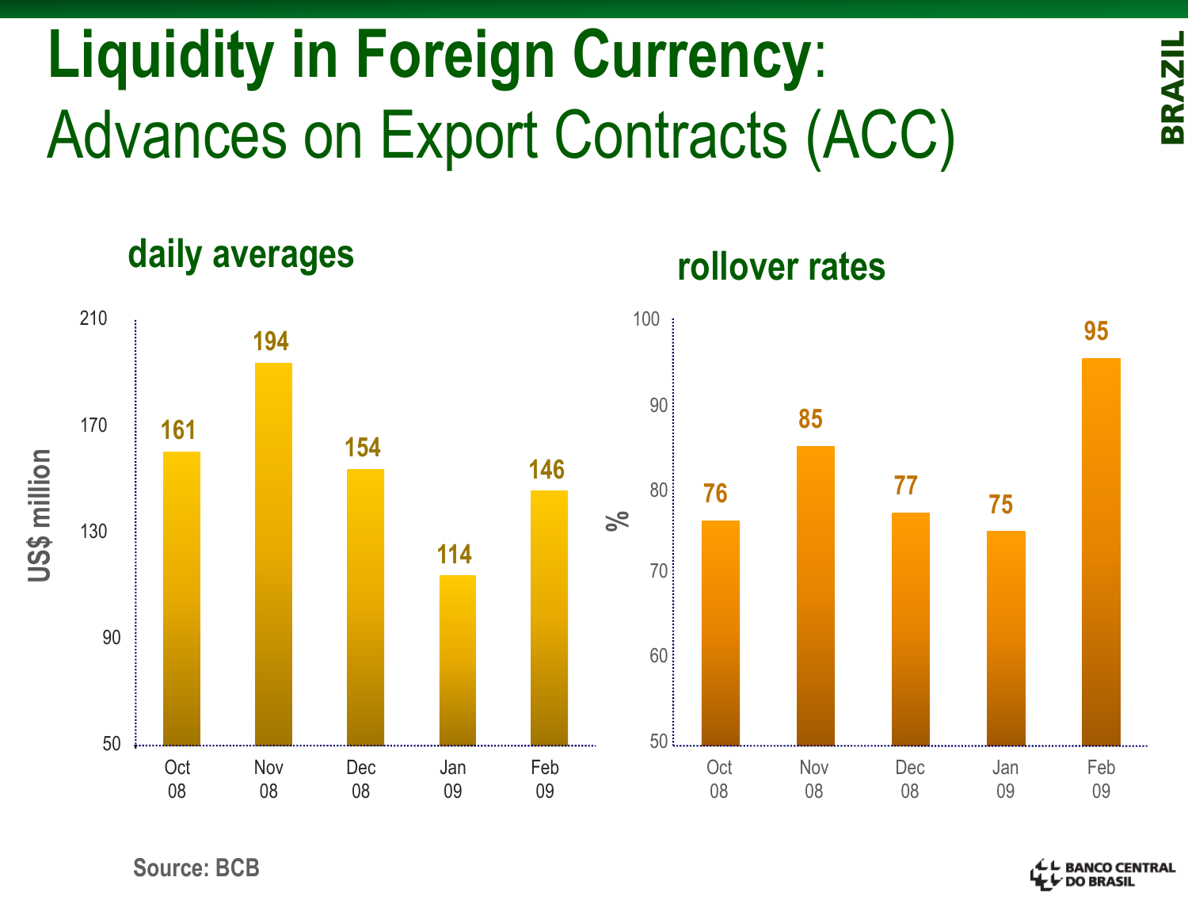# Liquidity in Foreign Currency: Advances on Export Contracts (ACC)

**daily averages**

| | Oct 08 | Nov 08 | Dec 08 | Jan 09 | Feb 09 |
|---|---|---|---|---|---|
| US$ million | 161 | 194 | 154 | 114 | 146 |

**rollover rates**

| | Oct 08 | Nov 08 | Dec 08 | Jan 09 | Feb 09 |
|---|---|---|---|---|---|
| % | 76 | 85 | 77 | 75 | 95 |

Source: BCB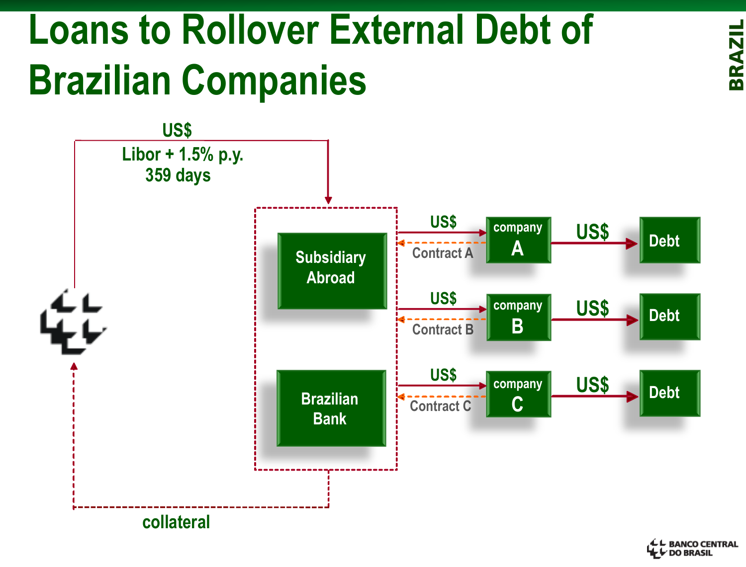# Loans to Rollover External Debt of Brazilian Companies

US$
Libor + 1.5% p.y.
359 days

Subsidiary Abroad

Brazilian Bank

US$ → company A → US$ → Debt
Contract A

US$ → company B → US$ → Debt
Contract B

US$ → company C → US$ → Debt
Contract C

collateral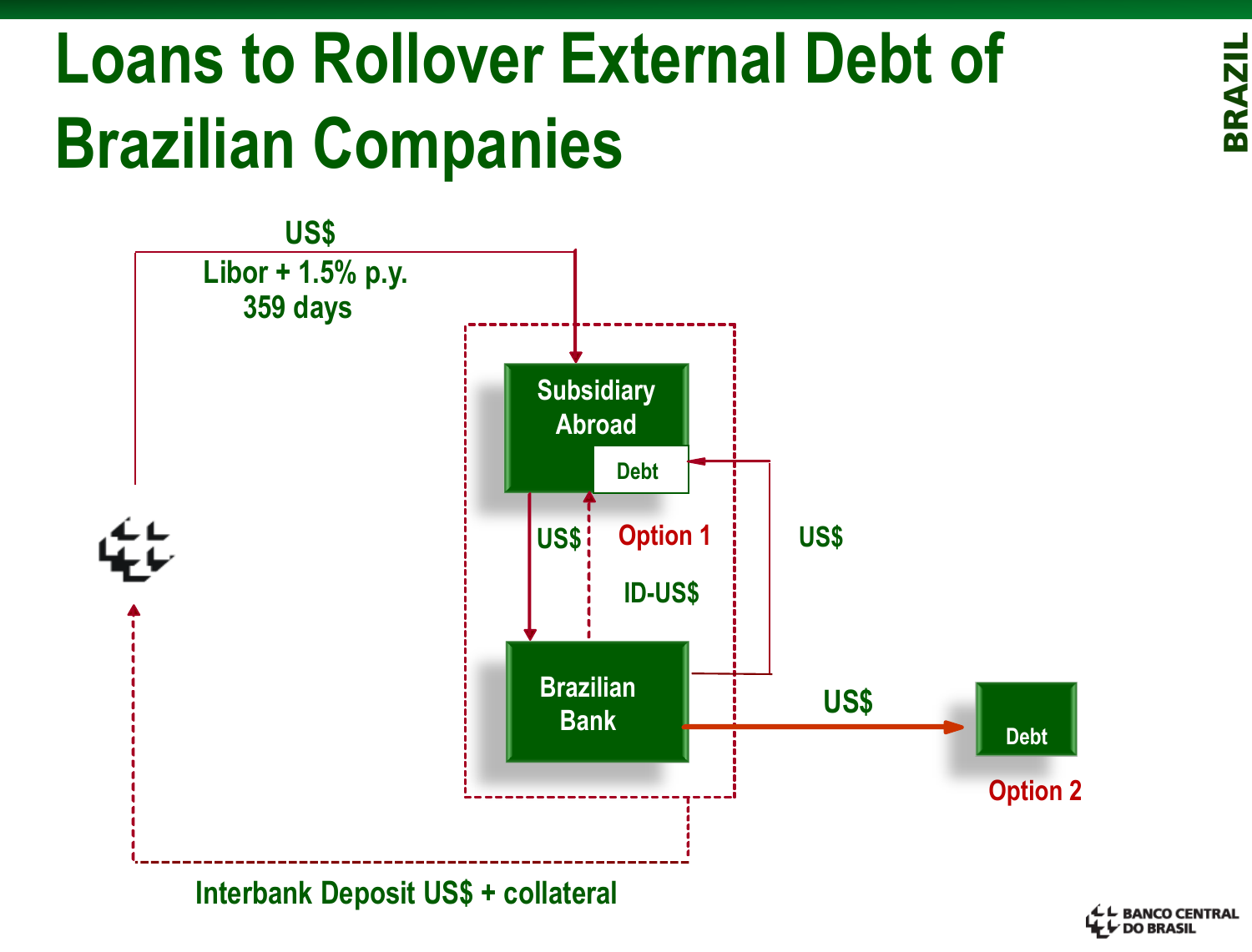# Loans to Rollover External Debt of Brazilian Companies

US$
Libor + 1.5% p.y.
359 days

Subsidiary Abroad

Debt

US$

Option 1

ID-US$

US$

Brazilian Bank

US$

Debt

Option 2

Interbank Deposit US$ + collateral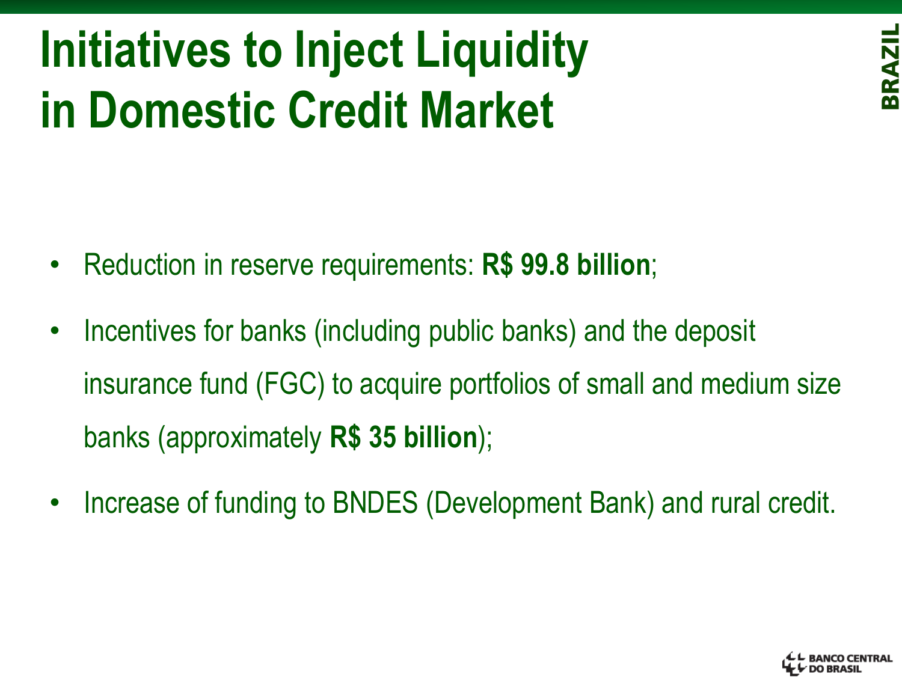# Initiatives to Inject Liquidity in Domestic Credit Market

- Reduction in reserve requirements: **R$ 99.8 billion**;
- Incentives for banks (including public banks) and the deposit insurance fund (FGC) to acquire portfolios of small and medium size banks (approximately **R$ 35 billion**);
- Increase of funding to BNDES (Development Bank) and rural credit.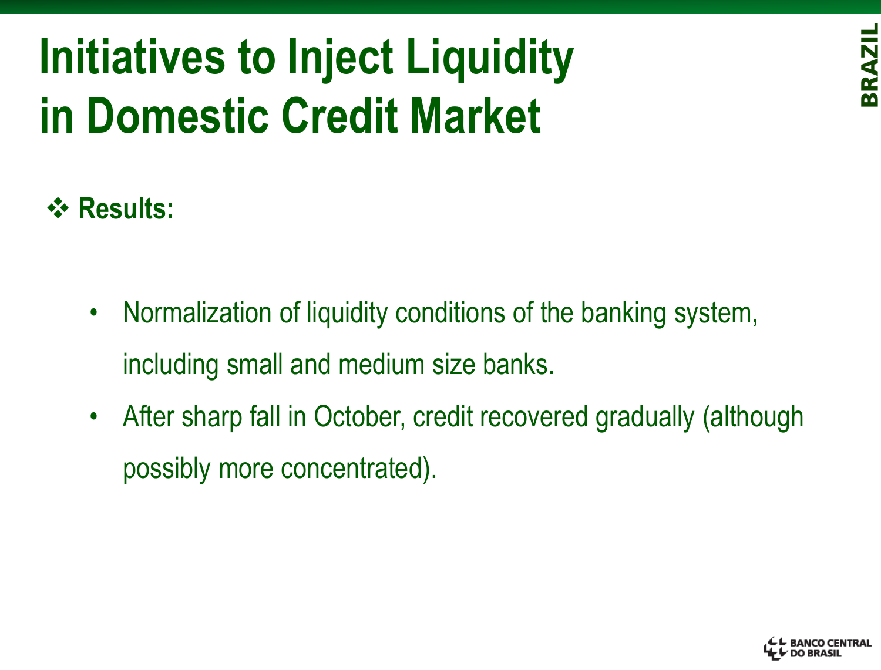# Initiatives to Inject Liquidity in Domestic Credit Market

❖ **Results:**

- Normalization of liquidity conditions of the banking system, including small and medium size banks.
- After sharp fall in October, credit recovered gradually (although possibly more concentrated).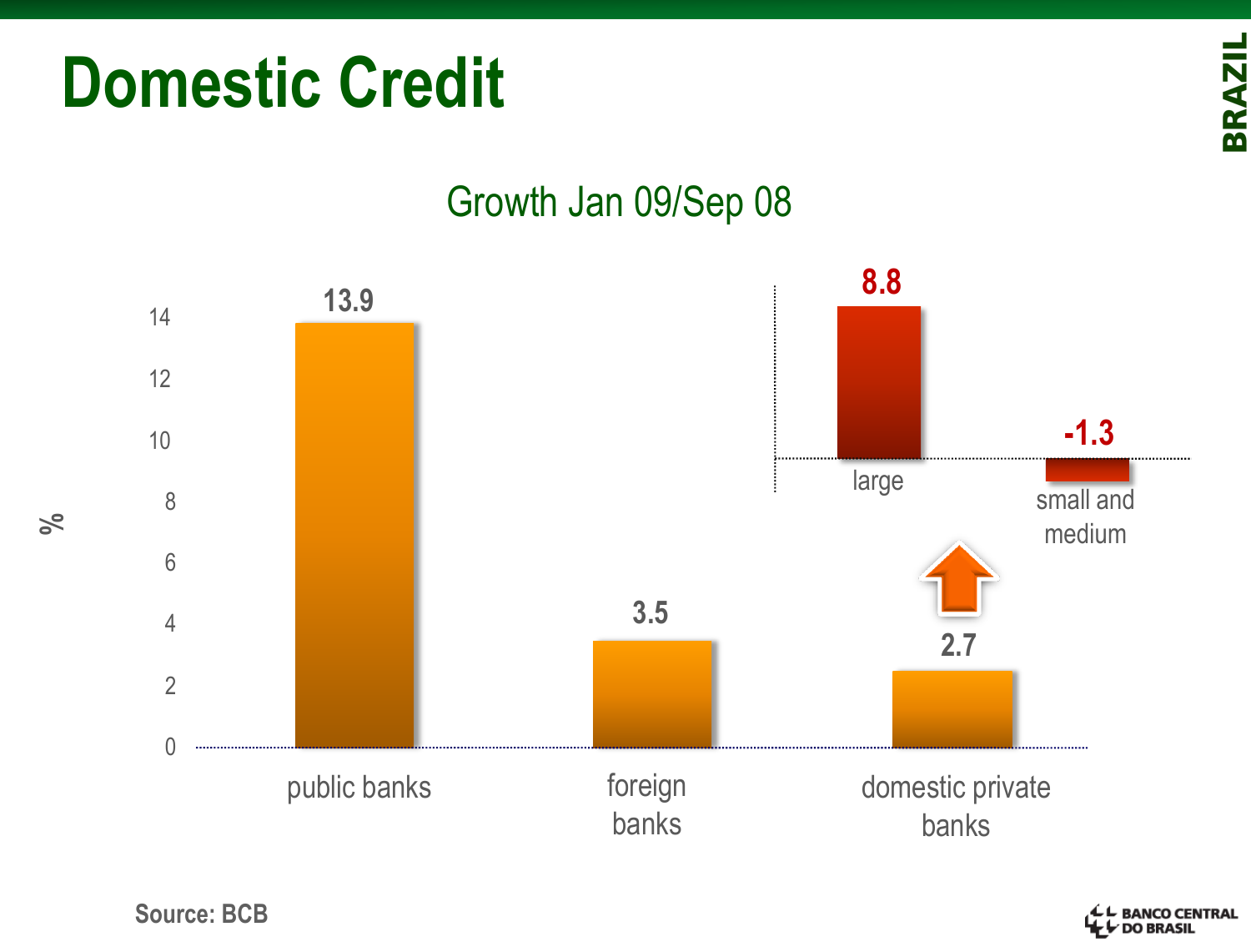# Domestic Credit

BRAZIL

## Growth Jan 09/Sep 08

| | % |
|---|---|
| public banks | 13.9 |
| foreign banks | 3.5 |
| domestic private banks | 2.7 |
| large | 8.8 |
| small and medium | -1.3 |

Source: BCB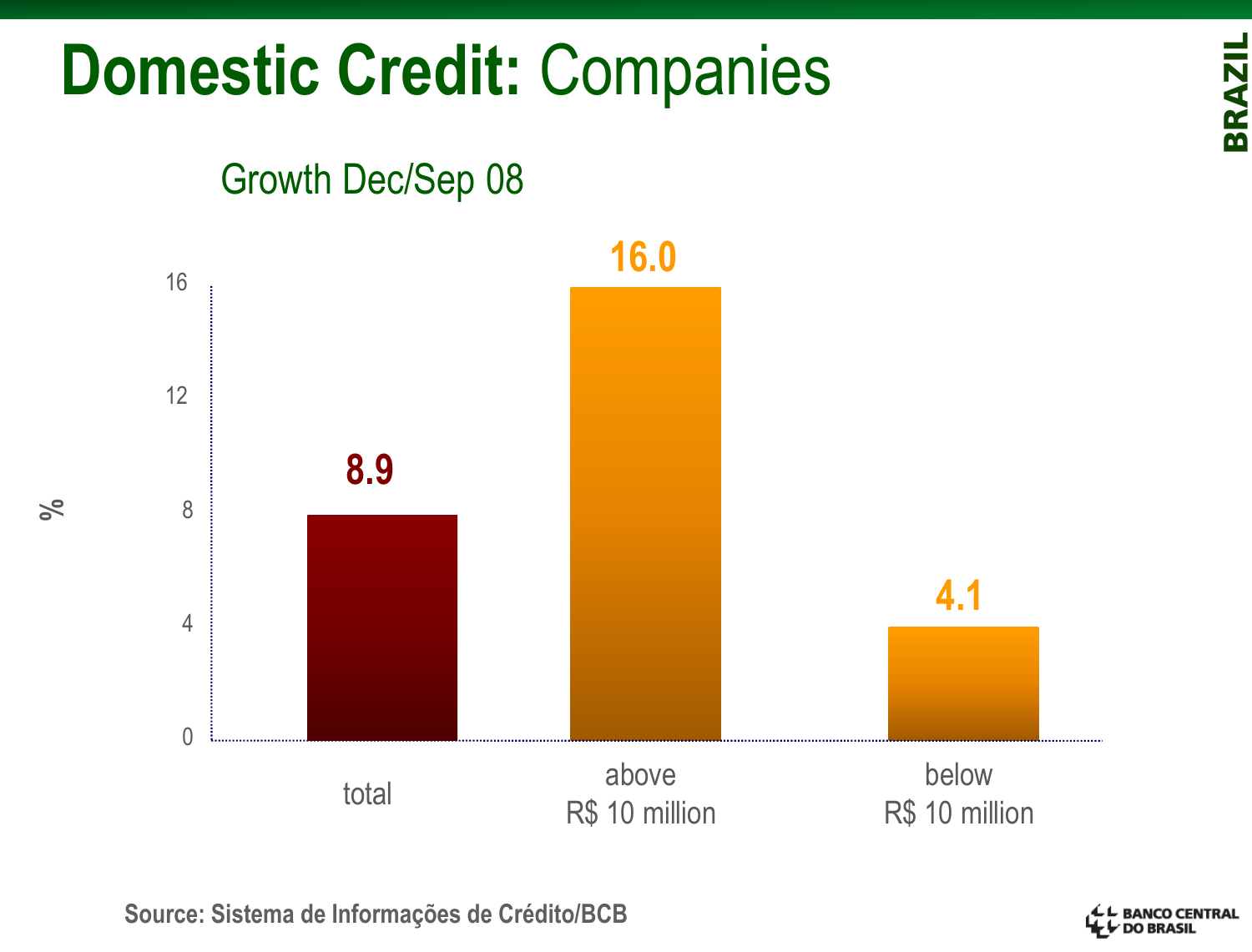# **Domestic Credit:** Companies

## Growth Dec/Sep 08

| | total | above R$ 10 million | below R$ 10 million |
|---|---|---|---|
| % | 8.9 | 16.0 | 4.1 |

**Source: Sistema de Informações de Crédito/BCB**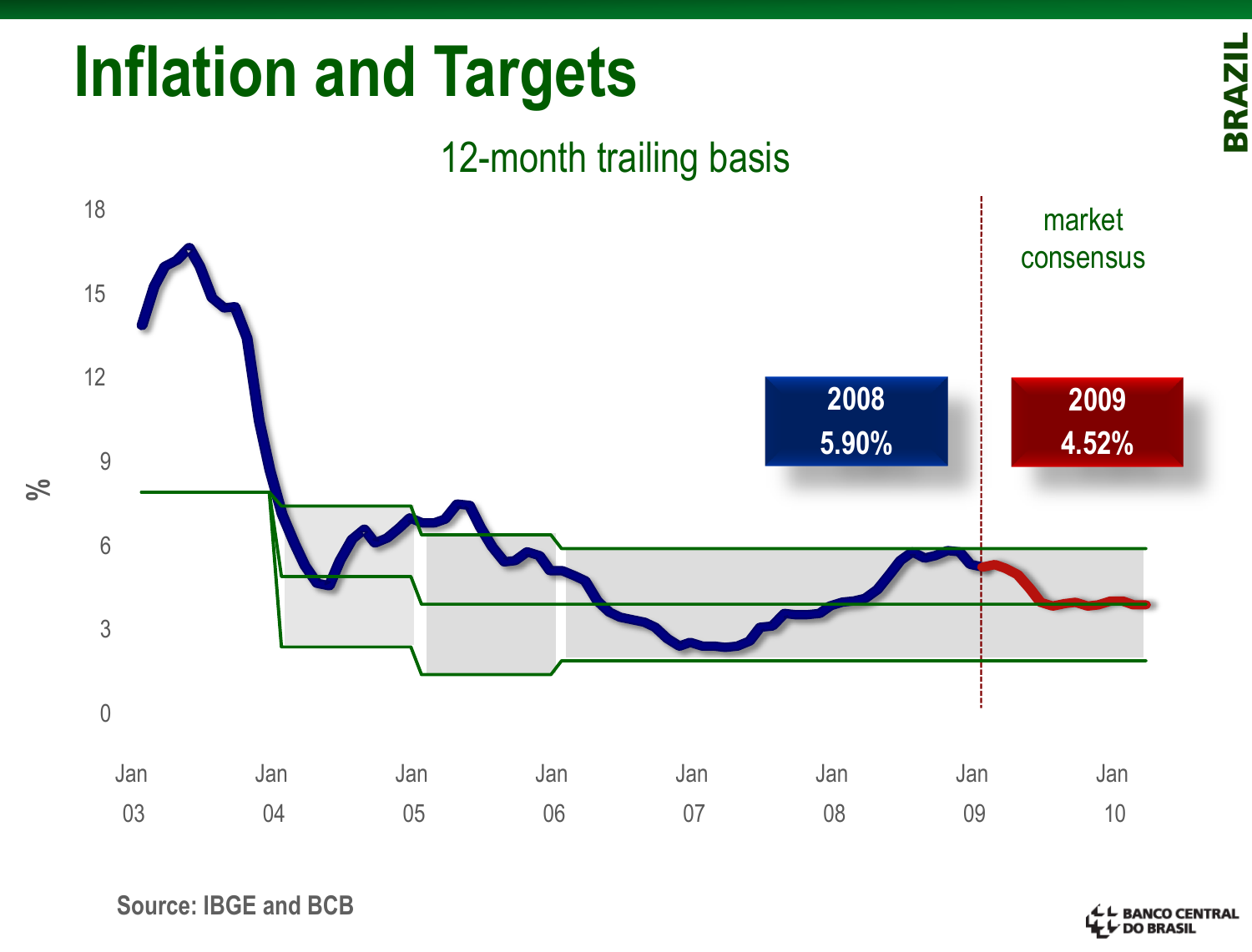# Inflation and Targets

12-month trailing basis

market consensus

| 2008 | 2009 |
|---|---|
| 5.90% | 4.52% |

%

18, 15, 12, 9, 6, 3, 0

Jan 03, Jan 04, Jan 05, Jan 06, Jan 07, Jan 08, Jan 09, Jan 10

Source: IBGE and BCB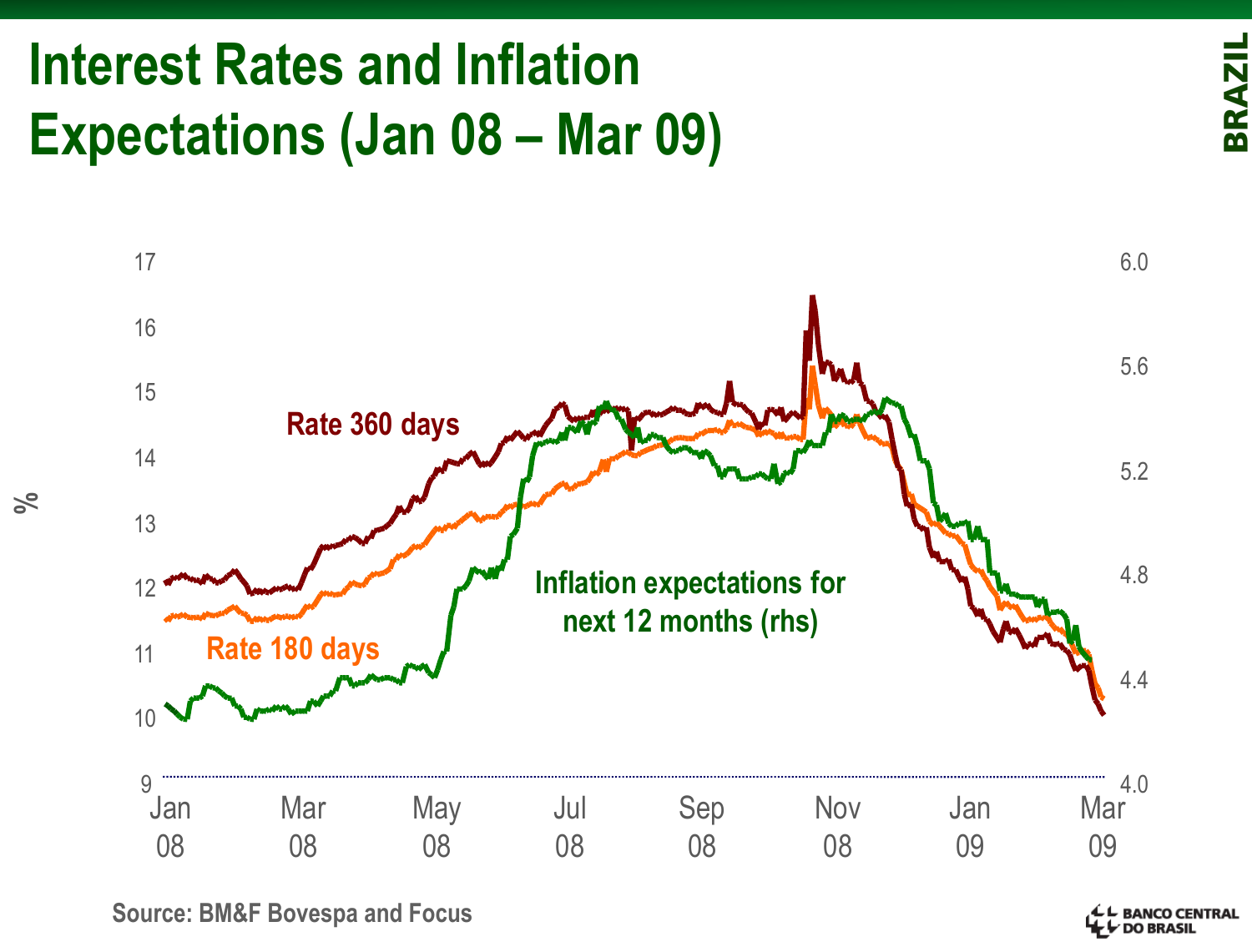# Interest Rates and Inflation Expectations (Jan 08 – Mar 09)

%

Rate 360 days

Rate 180 days

Inflation expectations for next 12 months (rhs)

Source: BM&F Bovespa and Focus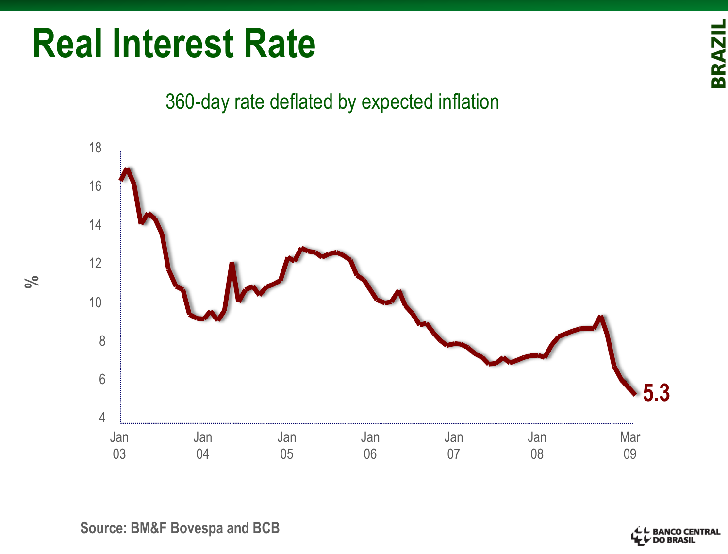# Real Interest Rate

360-day rate deflated by expected inflation

Source: BM&F Bovespa and BCB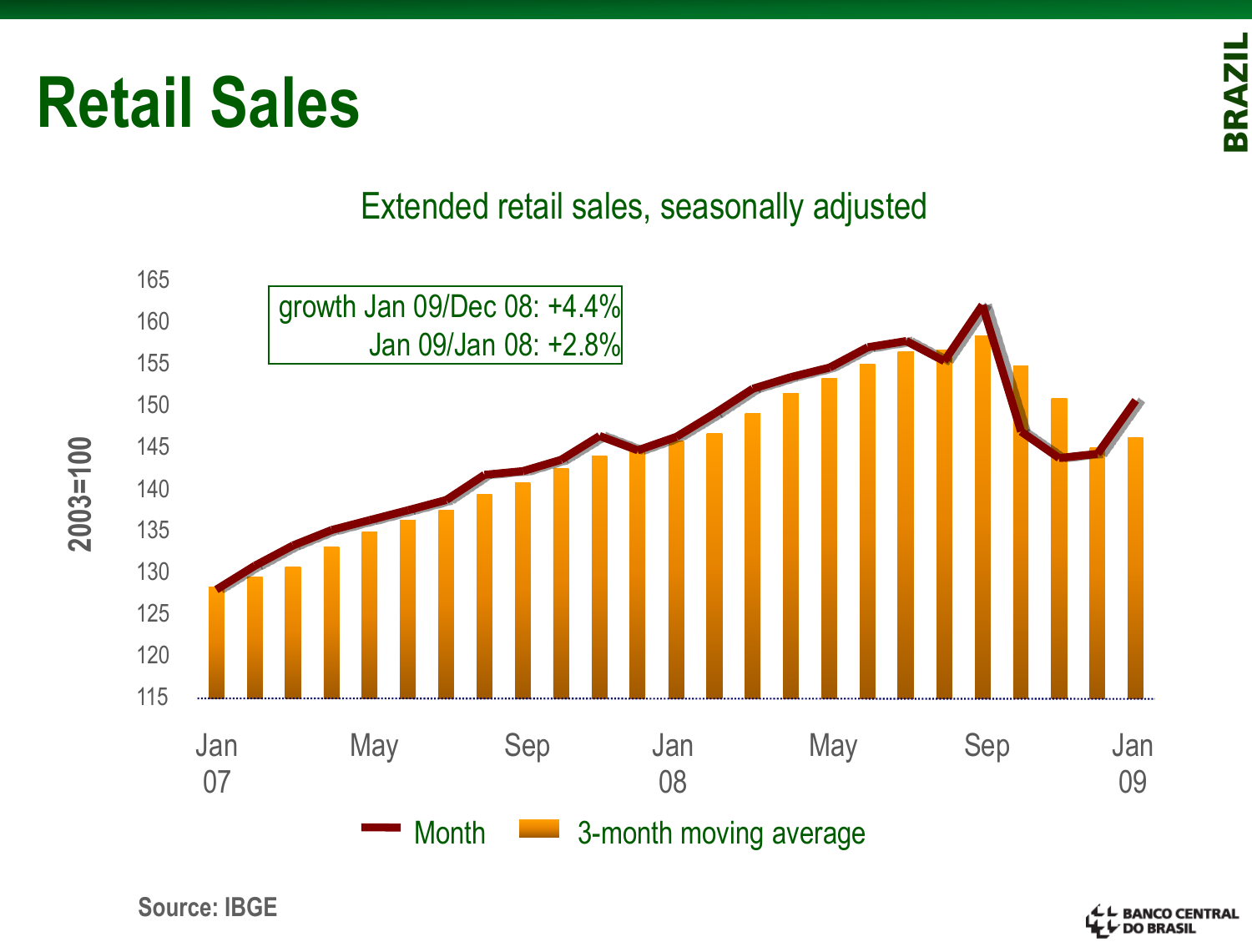# Retail Sales

BRAZIL

Extended retail sales, seasonally adjusted

growth Jan 09/Dec 08: +4.4%
Jan 09/Jan 08: +2.8%

2003=100

165
160
155
150
145
140
135
130
125
120
115

Jan 07 | May | Sep | Jan 08 | May | Sep | Jan 09

Month | 3-month moving average

Source: IBGE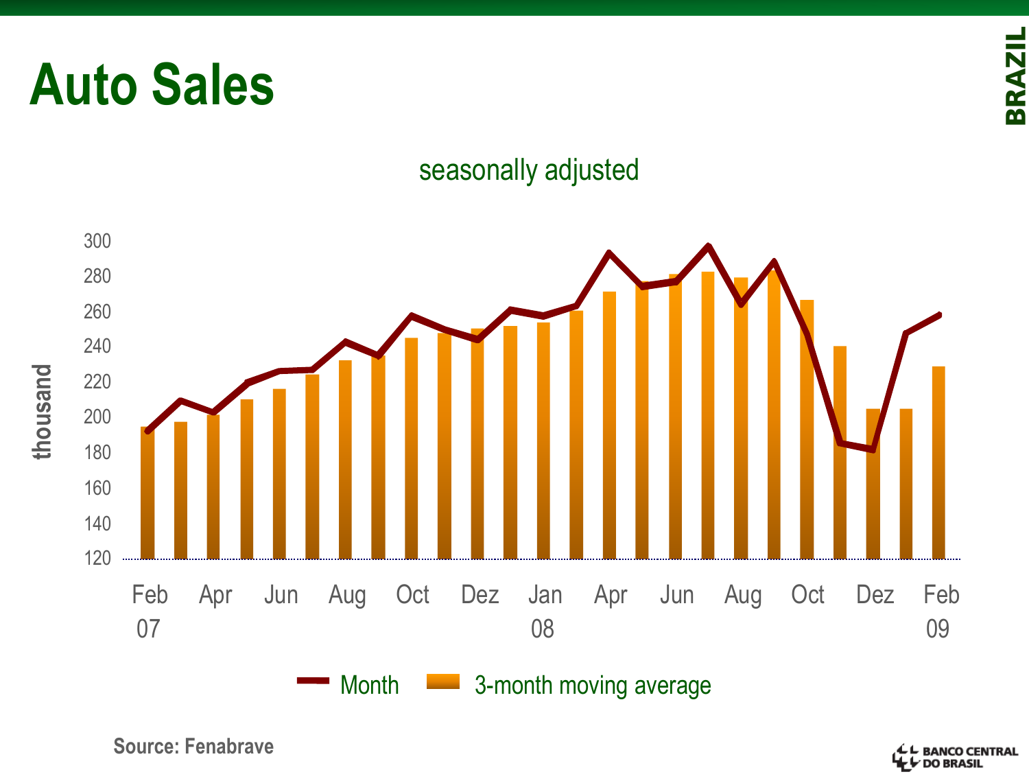# Auto Sales

seasonally adjusted

thousand

Month — 3-month moving average

Feb 07, Apr, Jun, Aug, Oct, Dez, Jan 08, Apr, Jun, Aug, Oct, Dez, Feb 09

Source: Fenabrave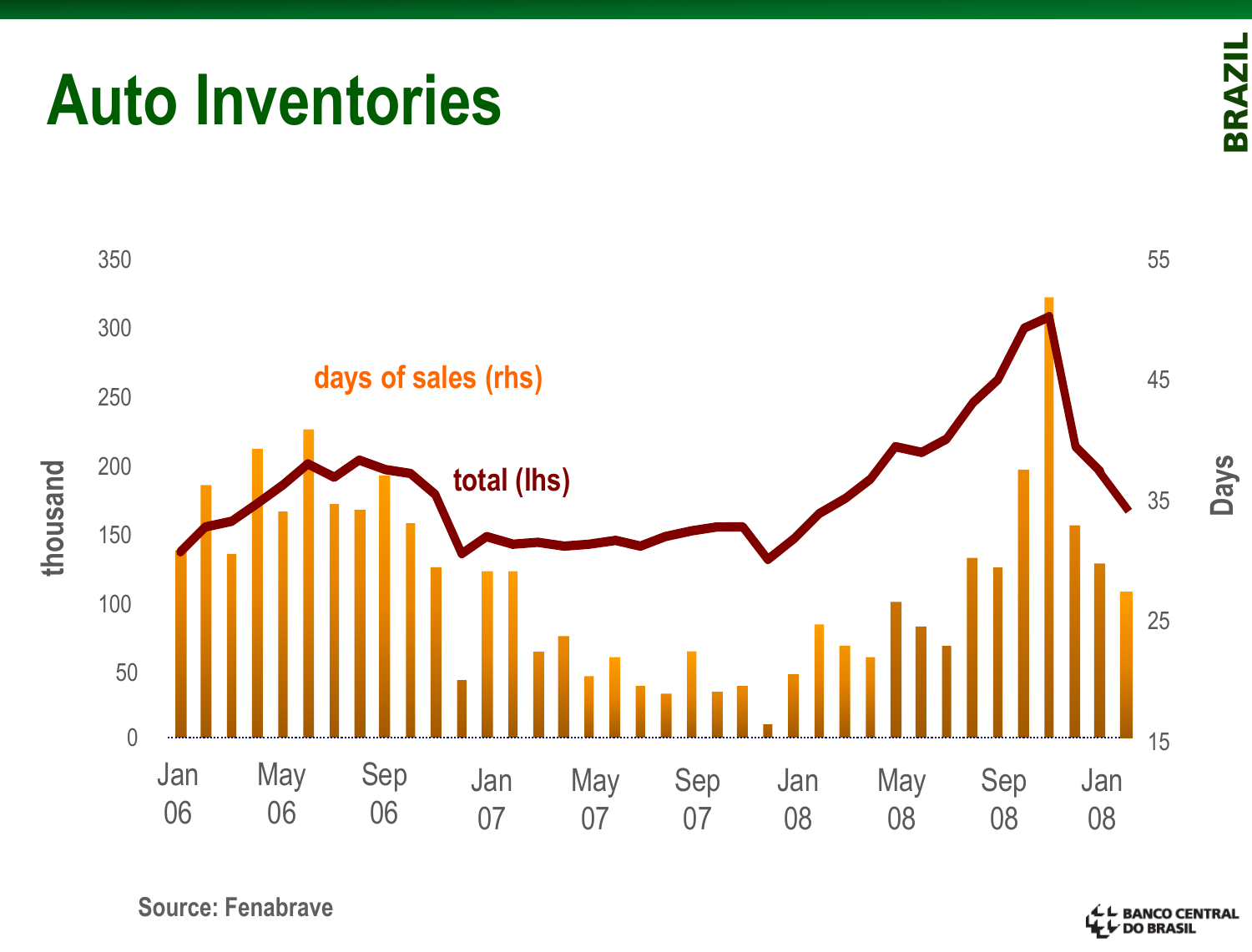# Auto Inventories

days of sales (rhs)

total (lhs)

thousand

Days

350, 300, 250, 200, 150, 100, 50, 0

55, 45, 35, 25, 15

Jan 06, May 06, Sep 06, Jan 07, May 07, Sep 07, Jan 08, May 08, Sep 08, Jan 08

Source: Fenabrave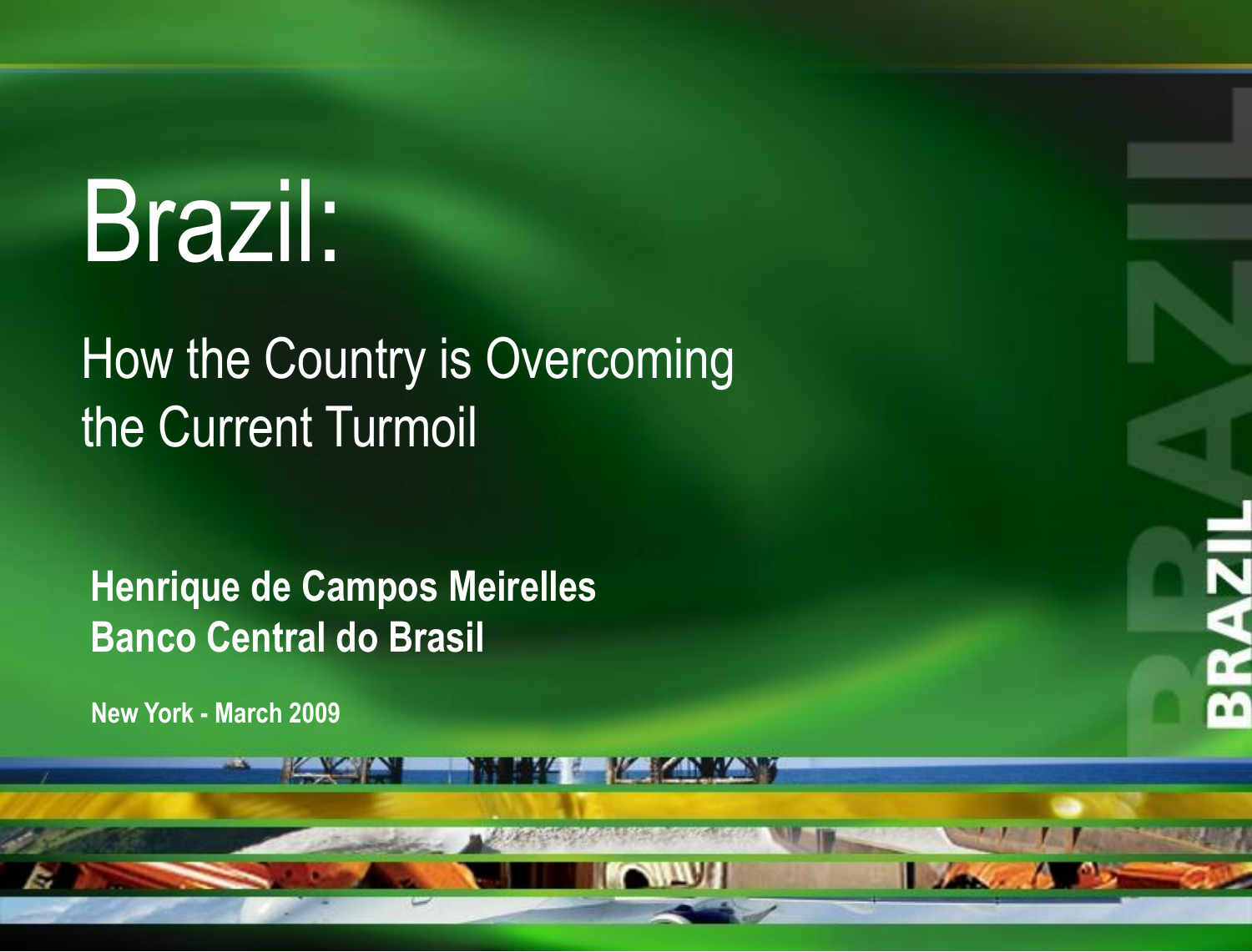# Brazil:

## How the Country is Overcoming the Current Turmoil

**Henrique de Campos Meirelles**
**Banco Central do Brasil**

**New York - March 2009**